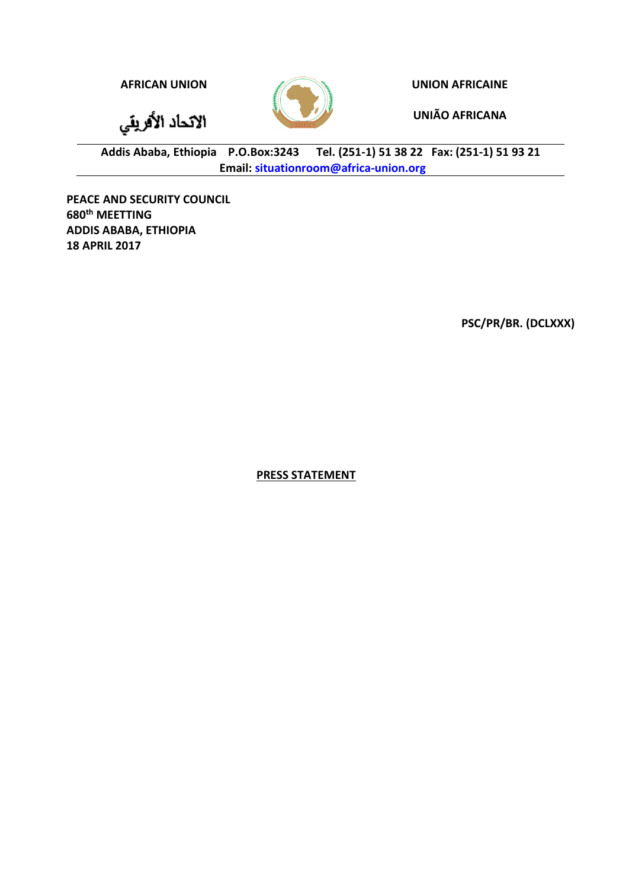**AFRICAN UNION**

**UNION AFRICAINE**

**الاتحاد الأفريقي**

**UNIÃO AFRICANA**

**Addis Ababa, Ethiopia P.O.Box:3243 Tel. (251-1) 51 38 22 Fax: (251-1) 51 93 21**
**Email: situationroom@africa-union.org**

**PEACE AND SECURITY COUNCIL**
**680th MEETTING**
**ADDIS ABABA, ETHIOPIA**
**18 APRIL 2017**

**PSC/PR/BR. (DCLXXX)**

**PRESS STATEMENT**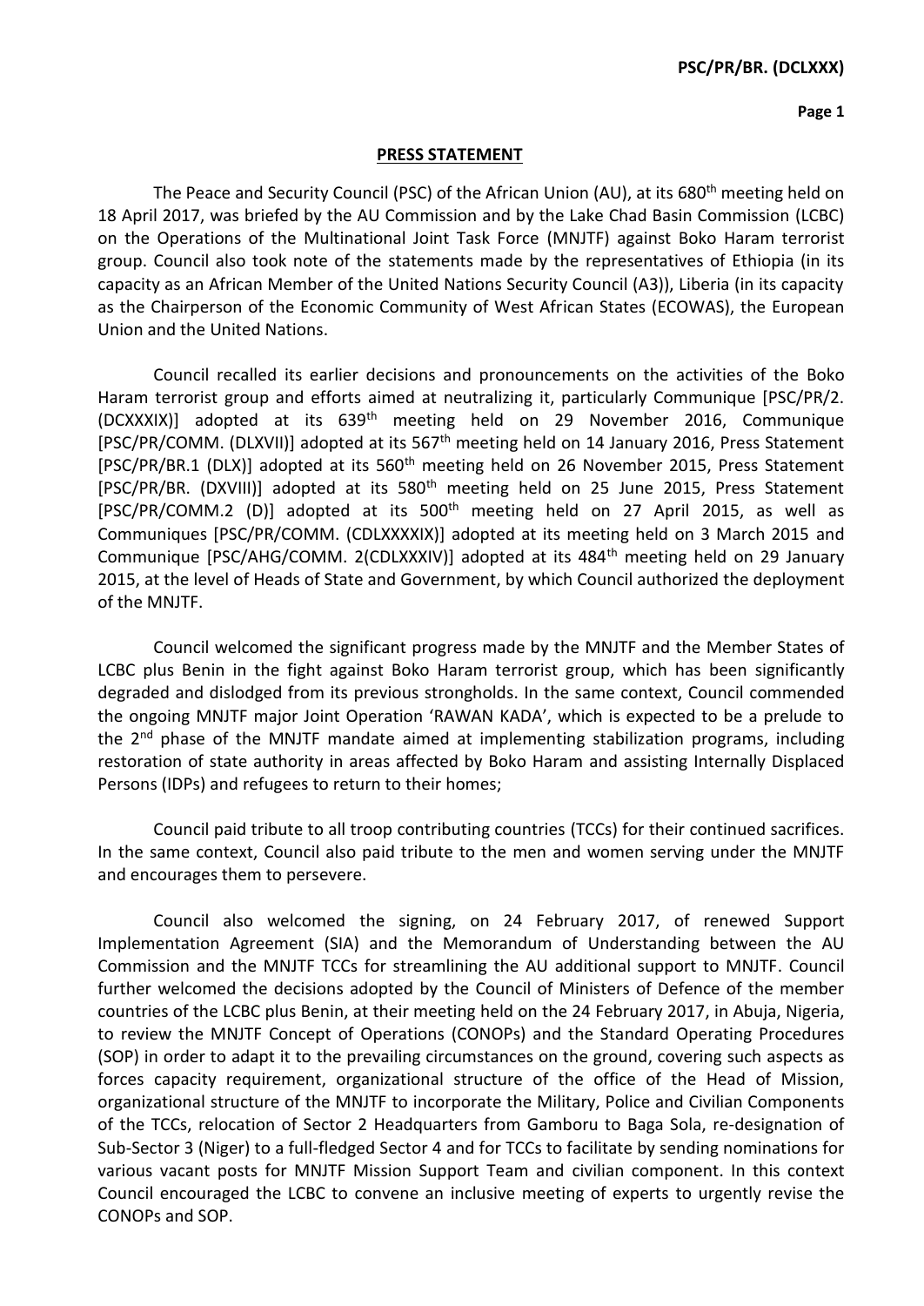## PRESS STATEMENT

The Peace and Security Council (PSC) of the African Union (AU), at its 680th meeting held on 18 April 2017, was briefed by the AU Commission and by the Lake Chad Basin Commission (LCBC) on the Operations of the Multinational Joint Task Force (MNJTF) against Boko Haram terrorist group. Council also took note of the statements made by the representatives of Ethiopia (in its capacity as an African Member of the United Nations Security Council (A3)), Liberia (in its capacity as the Chairperson of the Economic Community of West African States (ECOWAS), the European Union and the United Nations.

Council recalled its earlier decisions and pronouncements on the activities of the Boko Haram terrorist group and efforts aimed at neutralizing it, particularly Communique [PSC/PR/2. (DCXXXIX)] adopted at its 639th meeting held on 29 November 2016, Communique [PSC/PR/COMM. (DLXVII)] adopted at its 567th meeting held on 14 January 2016, Press Statement [PSC/PR/BR.1 (DLX)] adopted at its 560th meeting held on 26 November 2015, Press Statement [PSC/PR/BR. (DXVIII)] adopted at its 580th meeting held on 25 June 2015, Press Statement [PSC/PR/COMM.2 (D)] adopted at its 500th meeting held on 27 April 2015, as well as Communiques [PSC/PR/COMM. (CDLXXXIX)] adopted at its meeting held on 3 March 2015 and Communique [PSC/AHG/COMM. 2(CDLXXXIV)] adopted at its 484th meeting held on 29 January 2015, at the level of Heads of State and Government, by which Council authorized the deployment of the MNJTF.

Council welcomed the significant progress made by the MNJTF and the Member States of LCBC plus Benin in the fight against Boko Haram terrorist group, which has been significantly degraded and dislodged from its previous strongholds. In the same context, Council commended the ongoing MNJTF major Joint Operation 'RAWAN KADA', which is expected to be a prelude to the 2nd phase of the MNJTF mandate aimed at implementing stabilization programs, including restoration of state authority in areas affected by Boko Haram and assisting Internally Displaced Persons (IDPs) and refugees to return to their homes;

Council paid tribute to all troop contributing countries (TCCs) for their continued sacrifices. In the same context, Council also paid tribute to the men and women serving under the MNJTF and encourages them to persevere.

Council also welcomed the signing, on 24 February 2017, of renewed Support Implementation Agreement (SIA) and the Memorandum of Understanding between the AU Commission and the MNJTF TCCs for streamlining the AU additional support to MNJTF. Council further welcomed the decisions adopted by the Council of Ministers of Defence of the member countries of the LCBC plus Benin, at their meeting held on the 24 February 2017, in Abuja, Nigeria, to review the MNJTF Concept of Operations (CONOPs) and the Standard Operating Procedures (SOP) in order to adapt it to the prevailing circumstances on the ground, covering such aspects as forces capacity requirement, organizational structure of the office of the Head of Mission, organizational structure of the MNJTF to incorporate the Military, Police and Civilian Components of the TCCs, relocation of Sector 2 Headquarters from Gamboru to Baga Sola, re-designation of Sub-Sector 3 (Niger) to a full-fledged Sector 4 and for TCCs to facilitate by sending nominations for various vacant posts for MNJTF Mission Support Team and civilian component. In this context Council encouraged the LCBC to convene an inclusive meeting of experts to urgently revise the CONOPs and SOP.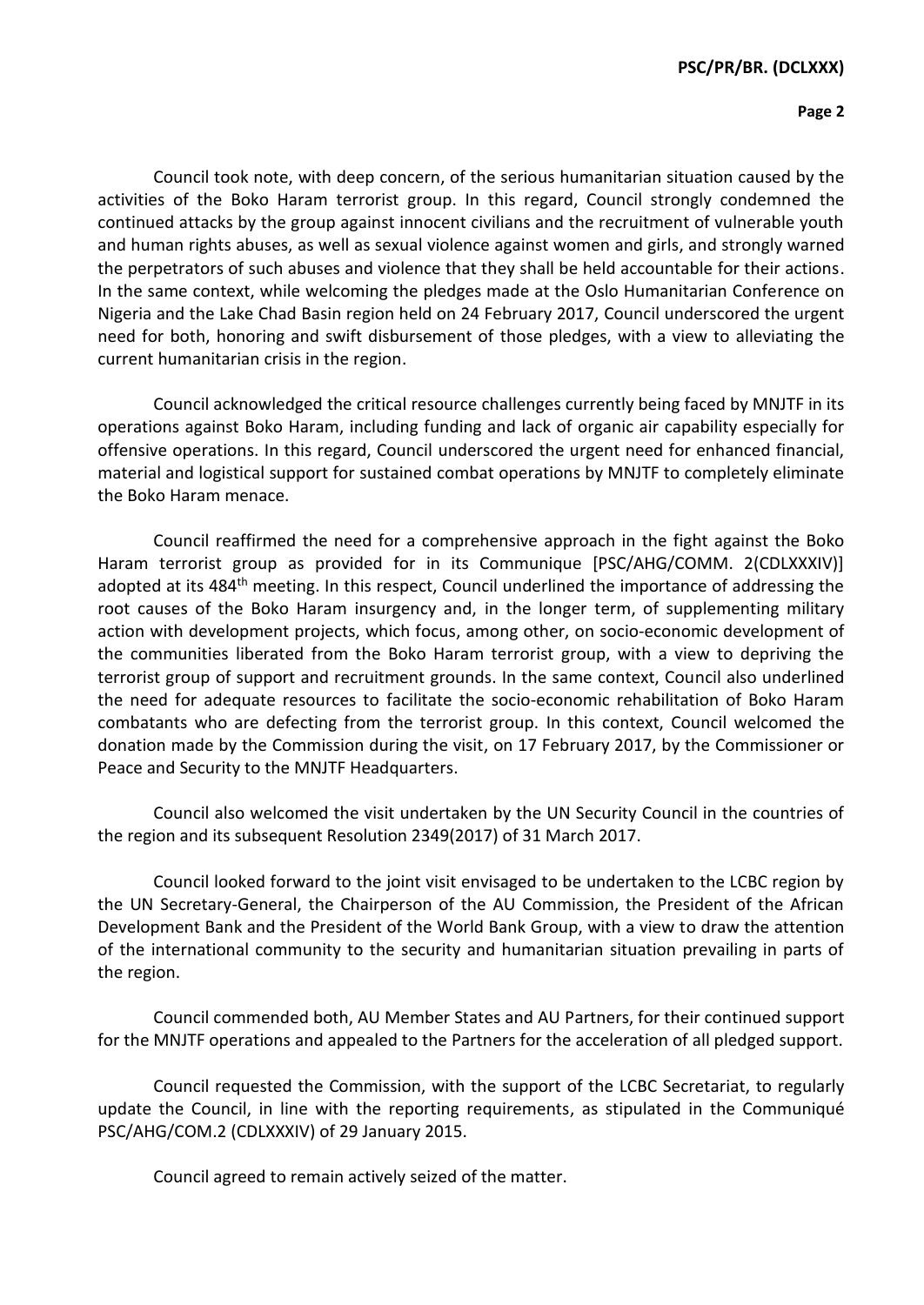Council took note, with deep concern, of the serious humanitarian situation caused by the activities of the Boko Haram terrorist group. In this regard, Council strongly condemned the continued attacks by the group against innocent civilians and the recruitment of vulnerable youth and human rights abuses, as well as sexual violence against women and girls, and strongly warned the perpetrators of such abuses and violence that they shall be held accountable for their actions. In the same context, while welcoming the pledges made at the Oslo Humanitarian Conference on Nigeria and the Lake Chad Basin region held on 24 February 2017, Council underscored the urgent need for both, honoring and swift disbursement of those pledges, with a view to alleviating the current humanitarian crisis in the region.

Council acknowledged the critical resource challenges currently being faced by MNJTF in its operations against Boko Haram, including funding and lack of organic air capability especially for offensive operations. In this regard, Council underscored the urgent need for enhanced financial, material and logistical support for sustained combat operations by MNJTF to completely eliminate the Boko Haram menace.

Council reaffirmed the need for a comprehensive approach in the fight against the Boko Haram terrorist group as provided for in its Communique [PSC/AHG/COMM. 2(CDLXXXIV)] adopted at its 484th meeting. In this respect, Council underlined the importance of addressing the root causes of the Boko Haram insurgency and, in the longer term, of supplementing military action with development projects, which focus, among other, on socio-economic development of the communities liberated from the Boko Haram terrorist group, with a view to depriving the terrorist group of support and recruitment grounds. In the same context, Council also underlined the need for adequate resources to facilitate the socio-economic rehabilitation of Boko Haram combatants who are defecting from the terrorist group. In this context, Council welcomed the donation made by the Commission during the visit, on 17 February 2017, by the Commissioner or Peace and Security to the MNJTF Headquarters.

Council also welcomed the visit undertaken by the UN Security Council in the countries of the region and its subsequent Resolution 2349(2017) of 31 March 2017.

Council looked forward to the joint visit envisaged to be undertaken to the LCBC region by the UN Secretary-General, the Chairperson of the AU Commission, the President of the African Development Bank and the President of the World Bank Group, with a view to draw the attention of the international community to the security and humanitarian situation prevailing in parts of the region.

Council commended both, AU Member States and AU Partners, for their continued support for the MNJTF operations and appealed to the Partners for the acceleration of all pledged support.

Council requested the Commission, with the support of the LCBC Secretariat, to regularly update the Council, in line with the reporting requirements, as stipulated in the Communiqué PSC/AHG/COM.2 (CDLXXXIV) of 29 January 2015.

Council agreed to remain actively seized of the matter.